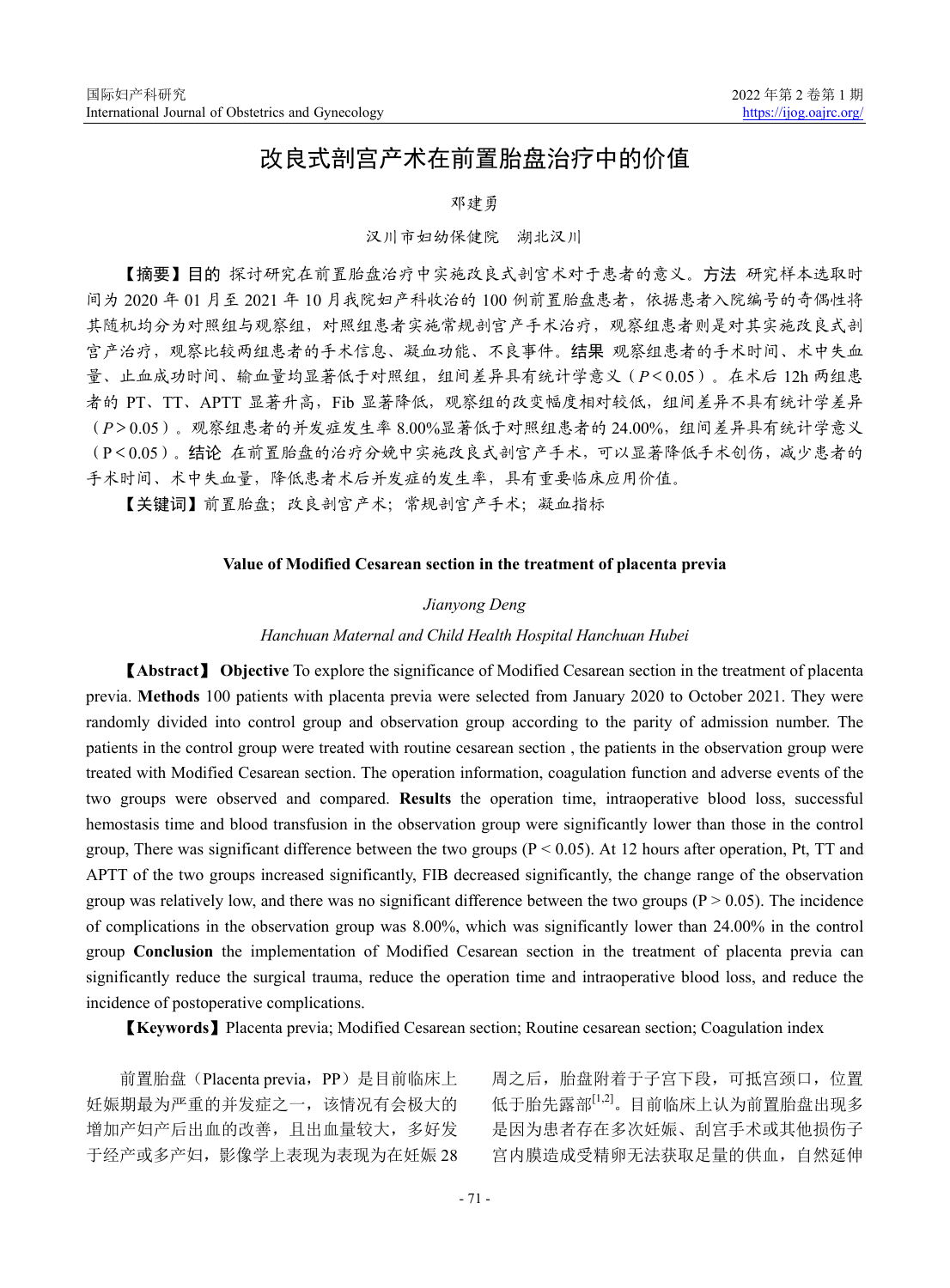# 改良式剖宫产术在前置胎盘治疗中的价值

邓建勇

汉川市妇幼保健院　湖北汉川

【摘要】**目的** 探讨研究在前置胎盘治疗中实施改良式剖宫术对于患者的意义。**方法** 研究样本选取时间为 2020 年 01 月至 2021 年 10 月我院妇产科收治的 100 例前置胎盘患者，依据患者入院编号的奇偶性将其随机均分为对照组与观察组，对照组患者实施常规剖宫产手术治疗，观察组患者则是对其实施改良式剖宫产治疗，观察比较两组患者的手术信息、凝血功能、不良事件。**结果** 观察组患者的手术时间、术中失血量、止血成功时间、输血量均显著低于对照组，组间差异具有统计学意义（$P<0.05$）。在术后 12h 两组患者的 PT、TT、APTT 显著升高，Fib 显著降低，观察组的改变幅度相对较低，组间差异不具有统计学差异（$P>0.05$）。观察组患者的并发症发生率 8.00%显著低于对照组患者的 24.00%，组间差异具有统计学意义（P＜0.05）。**结论** 在前置胎盘的治疗分娩中实施改良式剖宫产手术，可以显著降低手术创伤，减少患者的手术时间、术中失血量，降低患者术后并发症的发生率，具有重要临床应用价值。

【关键词】前置胎盘；改良剖宫产术；常规剖宫产手术；凝血指标

**Value of Modified Cesarean section in the treatment of placenta previa**

*Jianyong Deng*

*Hanchuan Maternal and Child Health Hospital Hanchuan Hubei*

【**Abstract**】 **Objective** To explore the significance of Modified Cesarean section in the treatment of placenta previa. **Methods** 100 patients with placenta previa were selected from January 2020 to October 2021. They were randomly divided into control group and observation group according to the parity of admission number. The patients in the control group were treated with routine cesarean section , the patients in the observation group were treated with Modified Cesarean section. The operation information, coagulation function and adverse events of the two groups were observed and compared. **Results** the operation time, intraoperative blood loss, successful hemostasis time and blood transfusion in the observation group were significantly lower than those in the control group, There was significant difference between the two groups ($P < 0.05$). At 12 hours after operation, Pt, TT and APTT of the two groups increased significantly, FIB decreased significantly, the change range of the observation group was relatively low, and there was no significant difference between the two groups ($P > 0.05$). The incidence of complications in the observation group was 8.00%, which was significantly lower than 24.00% in the control group **Conclusion** the implementation of Modified Cesarean section in the treatment of placenta previa can significantly reduce the surgical trauma, reduce the operation time and intraoperative blood loss, and reduce the incidence of postoperative complications.

【**Keywords**】Placenta previa; Modified Cesarean section; Routine cesarean section; Coagulation index

前置胎盘（Placenta previa，PP）是目前临床上妊娠期最为严重的并发症之一，该情况有会极大的增加产妇产后出血的改善，且出血量较大，多好发于经产或多产妇，影像学上表现为表现为在妊娠 28 周之后，胎盘附着于子宫下段，可抵宫颈口，位置低于胎先露部[1,2]。目前临床上认为前置胎盘出现多是因为患者存在多次妊娠、刮宫手术或其他损伤子宫内膜造成受精卵无法获取足量的供血，自然延伸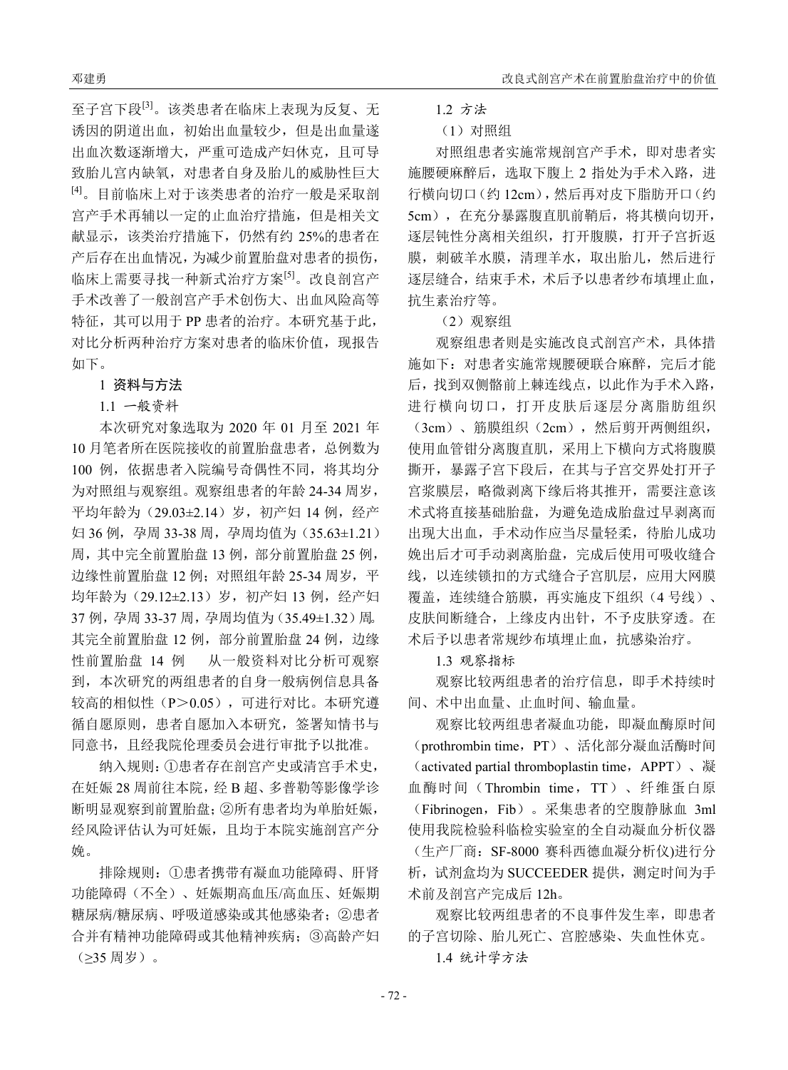至子宫下段[3]。该类患者在临床上表现为反复、无诱因的阴道出血，初始出血量较少，但是出血量遂出血次数逐渐增大，严重可造成产妇休克，且可导致胎儿宫内缺氧，对患者自身及胎儿的威胁性巨大[4]。目前临床上对于该类患者的治疗一般是采取剖宫产手术再辅以一定的止血治疗措施，但是相关文献显示，该类治疗措施下，仍然有约 25%的患者在产后存在出血情况，为减少前置胎盘对患者的损伤，临床上需要寻找一种新式治疗方案[5]。改良剖宫产手术改善了一般剖宫产手术创伤大、出血风险高等特征，其可以用于 PP 患者的治疗。本研究基于此，对比分析两种治疗方案对患者的临床价值，现报告如下。

## 1 资料与方法

### 1.1 一般资料

本次研究对象选取为 2020 年 01 月至 2021 年 10 月笔者所在医院接收的前置胎盘患者，总例数为 100 例，依据患者入院编号奇偶性不同，将其均分为对照组与观察组。观察组患者的年龄 24-34 周岁，平均年龄为（29.03±2.14）岁，初产妇 14 例，经产妇 36 例，孕周 33-38 周，孕周均值为（35.63±1.21）周，其中完全前置胎盘 13 例，部分前置胎盘 25 例，边缘性前置胎盘 12 例；对照组年龄 25-34 周岁，平均年龄为（29.12±2.13）岁，初产妇 13 例，经产妇 37 例，孕周 33-37 周，孕周均值为（35.49±1.32）周。其完全前置胎盘 12 例，部分前置胎盘 24 例，边缘性前置胎盘 14 例　从一般资料对比分析可观察到，本次研究的两组患者的自身一般病例信息具备较高的相似性（P＞0.05），可进行对比。本研究遵循自愿原则，患者自愿加入本研究，签署知情书与同意书，且经我院伦理委员会进行审批予以批准。

纳入规则：①患者存在剖宫产史或清宫手术史，在妊娠 28 周前往本院，经 B 超、多普勒等影像学诊断明显观察到前置胎盘；②所有患者均为单胎妊娠，经风险评估认为可妊娠，且均于本院实施剖宫产分娩。

排除规则：①患者携带有凝血功能障碍、肝肾功能障碍（不全）、妊娠期高血压/高血压、妊娠期糖尿病/糖尿病、呼吸道感染或其他感染者；②患者合并有精神功能障碍或其他精神疾病；③高龄产妇（≥35 周岁）。

### 1.2 方法

（1）对照组

对照组患者实施常规剖宫产手术，即对患者实施腰硬麻醉后，选取下腹上 2 指处为手术入路，进行横向切口（约 12cm），然后再对皮下脂肪开口（约 5cm），在充分暴露腹直肌前鞘后，将其横向切开，逐层钝性分离相关组织，打开腹膜，打开子宫折返膜，刺破羊水膜，清理羊水，取出胎儿，然后进行逐层缝合，结束手术，术后予以患者纱布填埋止血，抗生素治疗等。

（2）观察组

观察组患者则是实施改良式剖宫产术，具体措施如下：对患者实施常规腰硬联合麻醉，完后才能后，找到双侧髂前上棘连线点，以此作为手术入路，进行横向切口，打开皮肤后逐层分离脂肪组织（3cm）、筋膜组织（2cm），然后剪开两侧组织，使用血管钳分离腹直肌，采用上下横向方式将腹膜撕开，暴露子宫下段后，在其与子宫交界处打开子宫浆膜层，略微剥离下缘后将其推开，需要注意该术式将直接基础胎盘，为避免造成胎盘过早剥离而出现大出血，手术动作应当尽量轻柔，待胎儿成功娩出后才可手动剥离胎盘，完成后使用可吸收缝合线，以连续锁扣的方式缝合子宫肌层，应用大网膜覆盖，连续缝合筋膜，再实施皮下组织（4 号线）、皮肤间断缝合，上缘皮内出针，不予皮肤穿透。在术后予以患者常规纱布填埋止血，抗感染治疗。

### 1.3 观察指标

观察比较两组患者的治疗信息，即手术持续时间、术中出血量、止血时间、输血量。

观察比较两组患者凝血功能，即凝血酶原时间（prothrombin time，PT）、活化部分凝血活酶时间（activated partial thromboplastin time，APPT）、凝血酶时间（Thrombin time，TT）、纤维蛋白原（Fibrinogen，Fib）。采集患者的空腹静脉血 3ml 使用我院检验科临检实验室的全自动凝血分析仪器（生产厂商：SF-8000 赛科西德血凝分析仪)进行分析，试剂盒均为 SUCCEEDER 提供，测定时间为手术前及剖宫产完成后 12h。

观察比较两组患者的不良事件发生率，即患者的子宫切除、胎儿死亡、宫腔感染、失血性休克。

### 1.4 统计学方法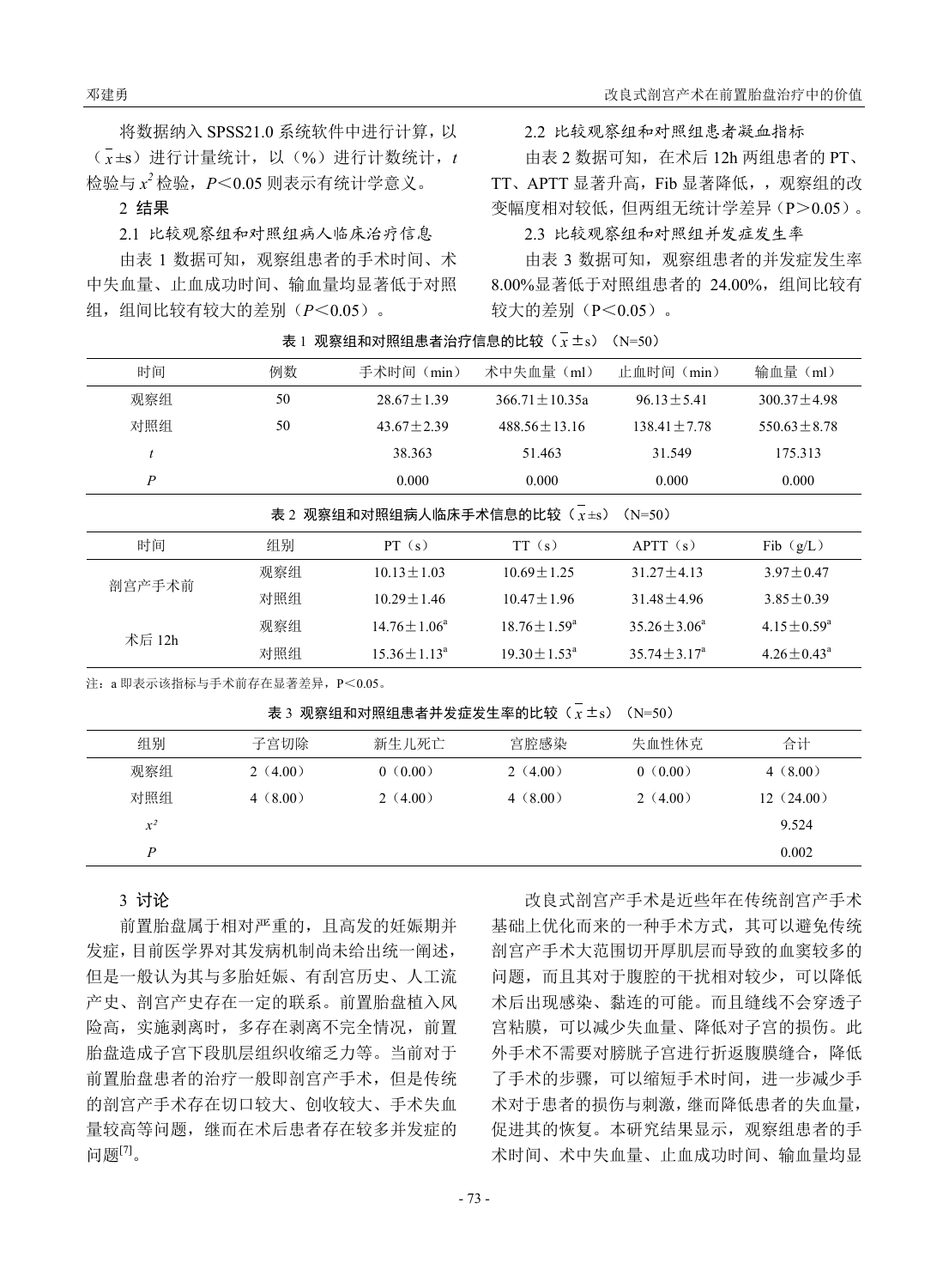将数据纳入 SPSS21.0 系统软件中进行计算，以（$\bar{x}$±s）进行计量统计，以（%）进行计数统计，$t$ 检验与 $x^2$ 检验，$P$<0.05 则表示有统计学意义。

## 2 结果

### 2.1 比较观察组和对照组病人临床治疗信息

由表 1 数据可知，观察组患者的手术时间、术中失血量、止血成功时间、输血量均显著低于对照组，组间比较有较大的差别（$P$<0.05）。

### 2.2 比较观察组和对照组患者凝血指标

由表 2 数据可知，在术后 12h 两组患者的 PT、TT、APTT 显著升高，Fib 显著降低，，观察组的改变幅度相对较低，但两组无统计学差异（P>0.05）。

### 2.3 比较观察组和对照组并发症发生率

由表 3 数据可知，观察组患者的并发症发生率 8.00%显著低于对照组患者的 24.00%，组间比较有较大的差别（P<0.05）。

表 1 观察组和对照组患者治疗信息的比较（$\bar{x}$±s）（N=50）

| 时间 | 例数 | 手术时间（min） | 术中失血量（ml） | 止血时间（min） | 输血量（ml） |
|---|---|---|---|---|---|
| 观察组 | 50 | 28.67±1.39 | 366.71±10.35a | 96.13±5.41 | 300.37±4.98 |
| 对照组 | 50 | 43.67±2.39 | 488.56±13.16 | 138.41±7.78 | 550.63±8.78 |
| $t$ | | 38.363 | 51.463 | 31.549 | 175.313 |
| $P$ | | 0.000 | 0.000 | 0.000 | 0.000 |

表 2 观察组和对照组病人临床手术信息的比较（$\bar{x}$±s）（N=50）

| 时间 | 组别 | PT（s） | TT（s） | APTT（s） | Fib（g/L） |
|---|---|---|---|---|---|
| 剖宫产手术前 | 观察组 | 10.13±1.03 | 10.69±1.25 | 31.27±4.13 | 3.97±0.47 |
| | 对照组 | 10.29±1.46 | 10.47±1.96 | 31.48±4.96 | 3.85±0.39 |
| 术后 12h | 观察组 | 14.76±1.06[a] | 18.76±1.59[a] | 35.26±3.06[a] | 4.15±0.59[a] |
| | 对照组 | 15.36±1.13[a] | 19.30±1.53[a] | 35.74±3.17[a] | 4.26±0.43[a] |

注：a 即表示该指标与手术前存在显著差异，P<0.05。

表 3 观察组和对照组患者并发症发生率的比较（$\bar{x}$±s）（N=50）

| 组别 | 子宫切除 | 新生儿死亡 | 宫腔感染 | 失血性休克 | 合计 |
|---|---|---|---|---|---|
| 观察组 | 2（4.00） | 0（0.00） | 2（4.00） | 0（0.00） | 4（8.00） |
| 对照组 | 4（8.00） | 2（4.00） | 4（8.00） | 2（4.00） | 12（24.00） |
| $x^2$ | | | | | 9.524 |
| $P$ | | | | | 0.002 |

## 3 讨论

前置胎盘属于相对严重的，且高发的妊娠期并发症，目前医学界对其发病机制尚未给出统一阐述，但是一般认为其与多胎妊娠、有刮宫历史、人工流产史、剖宫产史存在一定的联系。前置胎盘植入风险高，实施剥离时，多存在剥离不完全情况，前置胎盘造成子宫下段肌层组织收缩乏力等。当前对于前置胎盘患者的治疗一般即剖宫产手术，但是传统的剖宫产手术存在切口较大、创收较大、手术失血量较高等问题，继而在术后患者存在较多并发症的问题[7]。

改良式剖宫产手术是近些年在传统剖宫产手术基础上优化而来的一种手术方式，其可以避免传统剖宫产手术大范围切开厚肌层而导致的血窦较多的问题，而且其对于腹腔的干扰相对较少，可以降低术后出现感染、黏连的可能。而且缝线不会穿透子宫粘膜，可以减少失血量、降低对子宫的损伤。此外手术不需要对膀胱子宫进行折返腹膜缝合，降低了手术的步骤，可以缩短手术时间，进一步减少手术对于患者的损伤与刺激，继而降低患者的失血量，促进其的恢复。本研究结果显示，观察组患者的手术时间、术中失血量、止血成功时间、输血量均显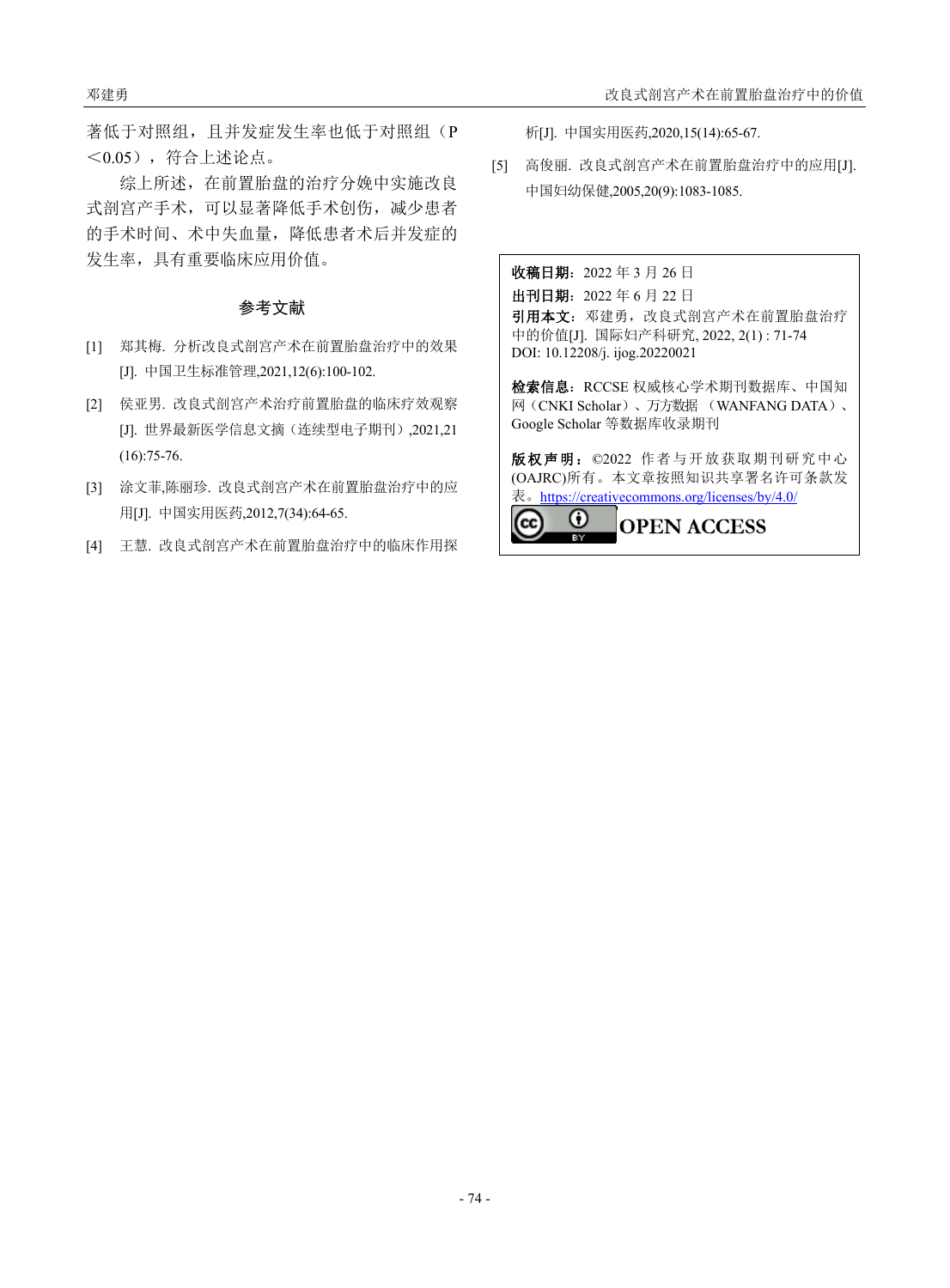著低于对照组，且并发症发生率也低于对照组（$P<0.05$），符合上述论点。

综上所述，在前置胎盘的治疗分娩中实施改良式剖宫产手术，可以显著降低手术创伤，减少患者的手术时间、术中失血量，降低患者术后并发症的发生率，具有重要临床应用价值。

## 参考文献

[1] 郑其梅. 分析改良式剖宫产术在前置胎盘治疗中的效果[J]. 中国卫生标准管理,2021,12(6):100-102.

[2] 侯亚男. 改良式剖宫产术治疗前置胎盘的临床疗效观察[J]. 世界最新医学信息文摘（连续型电子期刊）,2021,21(16):75-76.

[3] 涂文菲,陈丽珍. 改良式剖宫产术在前置胎盘治疗中的应用[J]. 中国实用医药,2012,7(34):64-65.

[4] 王慧. 改良式剖宫产术在前置胎盘治疗中的临床作用探析[J]. 中国实用医药,2020,15(14):65-67.

[5] 高俊丽. 改良式剖宫产术在前置胎盘治疗中的应用[J]. 中国妇幼保健,2005,20(9):1083-1085.

**收稿日期**：2022 年 3 月 26 日
**出刊日期**：2022 年 6 月 22 日
**引用本文**：邓建勇，改良式剖宫产术在前置胎盘治疗中的价值[J]. 国际妇产科研究, 2022, 2(1) : 71-74
DOI: 10.12208/j. ijog.20220021

**检索信息**：RCCSE 权威核心学术期刊数据库、中国知网（CNKI Scholar）、万方数据 （WANFANG DATA）、Google Scholar 等数据库收录期刊

**版权声明**：©2022 作者与开放获取期刊研究中心(OAJRC)所有。本文章按照知识共享署名许可条款发表。https://creativecommons.org/licenses/by/4.0/

OPEN ACCESS